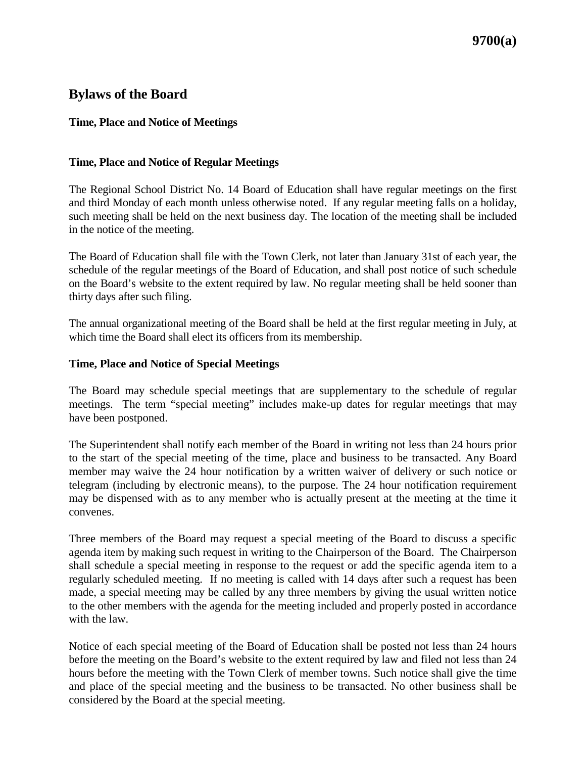# Bylaws of the Board

## Time, Place and Notice of Meetings

### Time, Place and Notice of Regular Meetings

The Regional School District No. 14 Board of Education shall have regular meetings on the first and third Monday of each month unless otherwise noted. If any regular meeting falls on a holiday, such meeting shall be held on the next business day. The location of the meeting shall be included in the notice of the meeting.

The Board of Education shall file with the Town Clerk, not later than January 31st of each year, the schedule of the regular meetings of the Board of Education, and shall post notice of such schedule on the Board's website to the extent required by law. No regular meeting shall be held sooner than thirty days after such filing.

The annual organizational meeting of the Board shall be held at the first regular meeting in July, at which time the Board shall elect its officers from its membership.

### Time, Place and Notice of Special Meetings

The Board may schedule special meetings that are supplementary to the schedule of regular meetings. The term "special meeting" includes make-up dates for regular meetings that may have been postponed.

The Superintendent shall notify each member of the Board in writing not less than 24 hours prior to the start of the special meeting of the time, place and business to be transacted. Any Board member may waive the 24 hour notification by a written waiver of delivery or such notice or telegram (including by electronic means), to the purpose. The 24 hour notification requirement may be dispensed with as to any member who is actually present at the meeting at the time it convenes.

Three members of the Board may request a special meeting of the Board to discuss a specific agenda item by making such request in writing to the Chairperson of the Board. The Chairperson shall schedule a special meeting in response to the request or add the specific agenda item to a regularly scheduled meeting. If no meeting is called with 14 days after such a request has been made, a special meeting may be called by any three members by giving the usual written notice to the other members with the agenda for the meeting included and properly posted in accordance with the law.

Notice of each special meeting of the Board of Education shall be posted not less than 24 hours before the meeting on the Board's website to the extent required by law and filed not less than 24 hours before the meeting with the Town Clerk of member towns. Such notice shall give the time and place of the special meeting and the business to be transacted. No other business shall be considered by the Board at the special meeting.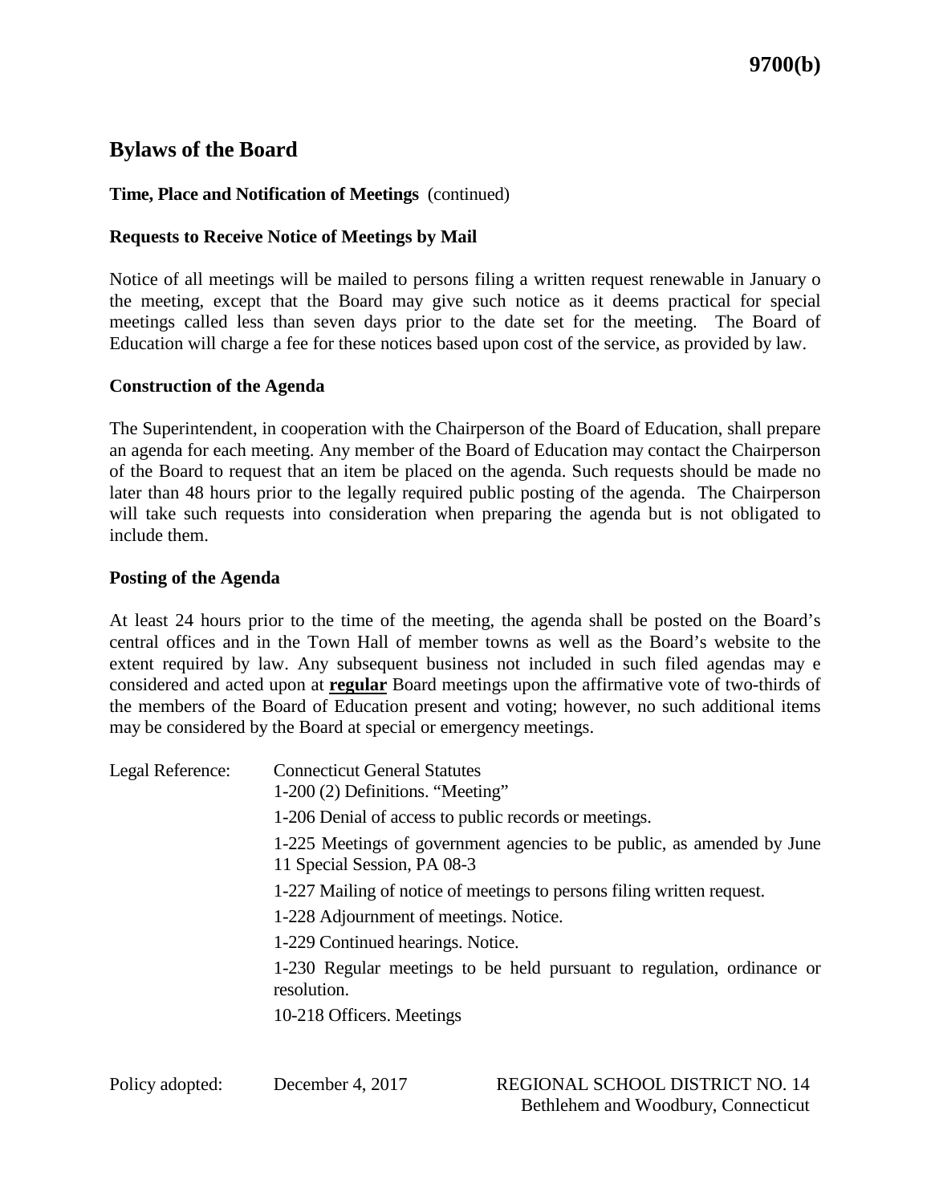**9700(b)**

## Bylaws of the Board

**Time, Place and Notification of Meetings** (continued)

### Requests to Receive Notice of Meetings by Mail

Notice of all meetings will be mailed to persons filing a written request renewable in January o the meeting, except that the Board may give such notice as it deems practical for special meetings called less than seven days prior to the date set for the meeting. The Board of Education will charge a fee for these notices based upon cost of the service, as provided by law.

### Construction of the Agenda

The Superintendent, in cooperation with the Chairperson of the Board of Education, shall prepare an agenda for each meeting. Any member of the Board of Education may contact the Chairperson of the Board to request that an item be placed on the agenda. Such requests should be made no later than 48 hours prior to the legally required public posting of the agenda. The Chairperson will take such requests into consideration when preparing the agenda but is not obligated to include them.

### Posting of the Agenda

At least 24 hours prior to the time of the meeting, the agenda shall be posted on the Board's central offices and in the Town Hall of member towns as well as the Board's website to the extent required by law. Any subsequent business not included in such filed agendas may e considered and acted upon at **regular** Board meetings upon the affirmative vote of two-thirds of the members of the Board of Education present and voting; however, no such additional items may be considered by the Board at special or emergency meetings.

Legal Reference: Connecticut General Statutes

1-200 (2) Definitions. "Meeting"

1-206 Denial of access to public records or meetings.

1-225 Meetings of government agencies to be public, as amended by June 11 Special Session, PA 08-3

1-227 Mailing of notice of meetings to persons filing written request.

1-228 Adjournment of meetings. Notice.

1-229 Continued hearings. Notice.

1-230 Regular meetings to be held pursuant to regulation, ordinance or resolution.

10-218 Officers. Meetings

Policy adopted: December 4, 2017

REGIONAL SCHOOL DISTRICT NO. 14
Bethlehem and Woodbury, Connecticut